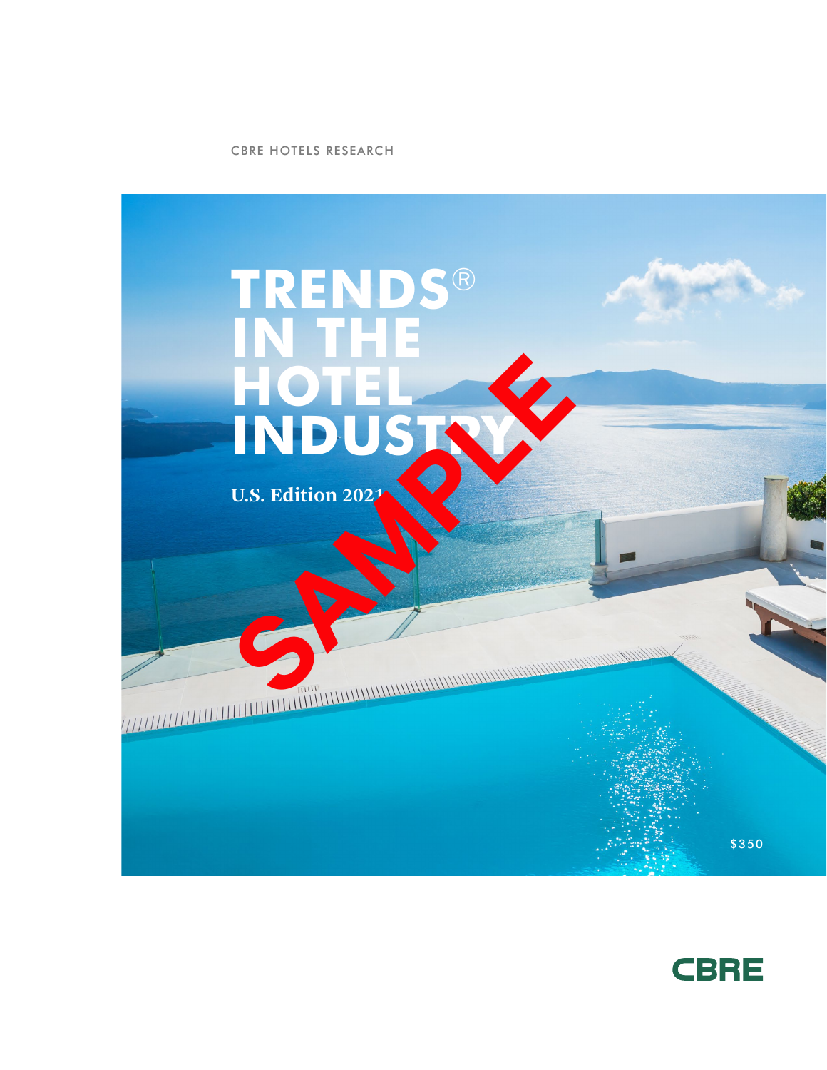CBRE HOTELS RESEARCH

# TRENDS® IN THE HOTEL INDUSTRY

**U.S. Edition 2021**

SAMPLE

$350

CBRE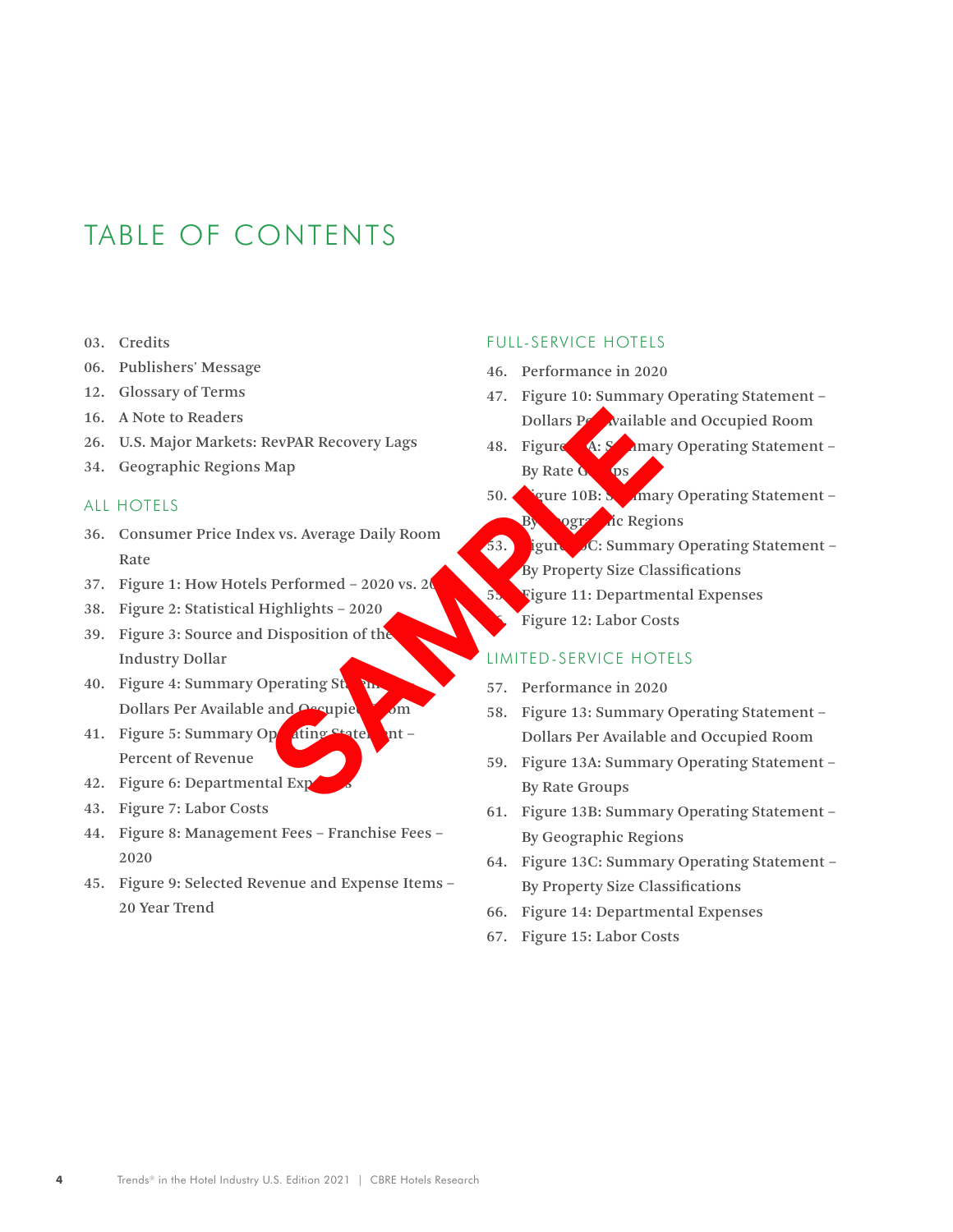# TABLE OF CONTENTS

03. Credits
06. Publishers' Message
12. Glossary of Terms
16. A Note to Readers
26. U.S. Major Markets: RevPAR Recovery Lags
34. Geographic Regions Map

## ALL HOTELS

36. Consumer Price Index vs. Average Daily Room Rate
37. Figure 1: How Hotels Performed – 2020 vs. 2019
38. Figure 2: Statistical Highlights – 2020
39. Figure 3: Source and Disposition of the Industry Dollar
40. Figure 4: Summary Operating Statement – Dollars Per Available and Occupied Room
41. Figure 5: Summary Operating Statement – Percent of Revenue
42. Figure 6: Departmental Expenses
43. Figure 7: Labor Costs
44. Figure 8: Management Fees – Franchise Fees – 2020
45. Figure 9: Selected Revenue and Expense Items – 20 Year Trend

## FULL-SERVICE HOTELS

46. Performance in 2020
47. Figure 10: Summary Operating Statement – Dollars Per Available and Occupied Room
48. Figure 10A: Summary Operating Statement – By Rate Groups
50. Figure 10B: Summary Operating Statement – By Geographic Regions
53. Figure 10C: Summary Operating Statement – By Property Size Classifications
55. Figure 11: Departmental Expenses
56. Figure 12: Labor Costs

## LIMITED-SERVICE HOTELS

57. Performance in 2020
58. Figure 13: Summary Operating Statement – Dollars Per Available and Occupied Room
59. Figure 13A: Summary Operating Statement – By Rate Groups
61. Figure 13B: Summary Operating Statement – By Geographic Regions
64. Figure 13C: Summary Operating Statement – By Property Size Classifications
66. Figure 14: Departmental Expenses
67. Figure 15: Labor Costs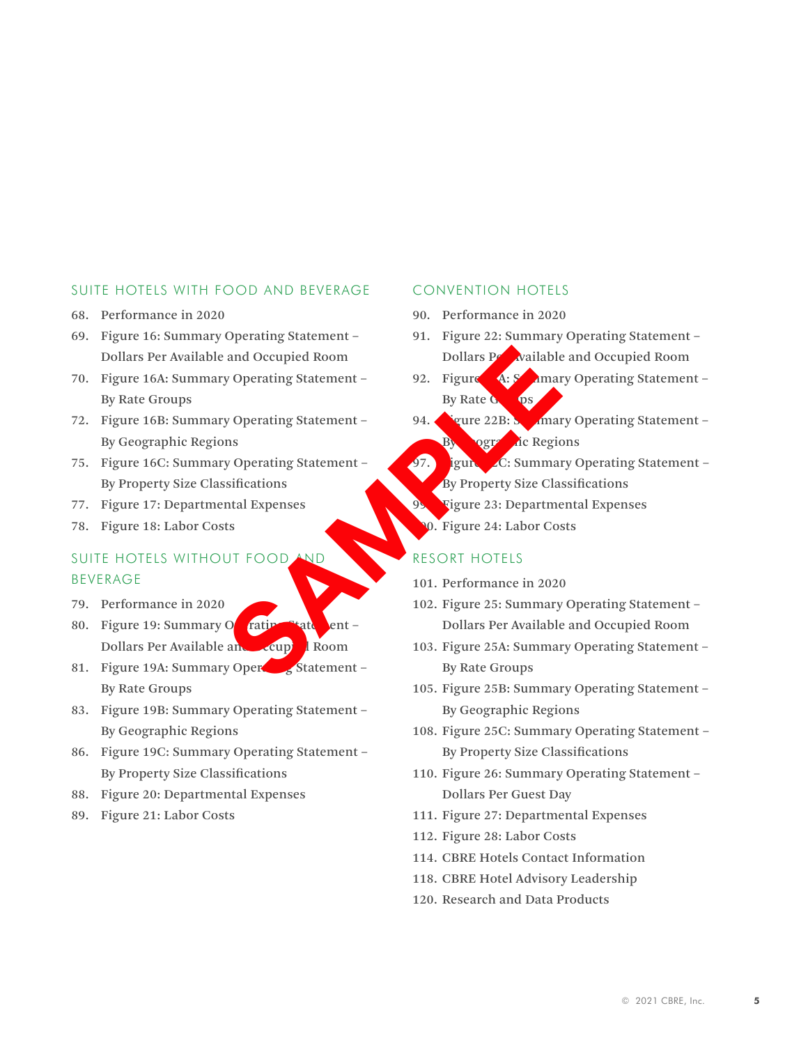## SUITE HOTELS WITH FOOD AND BEVERAGE

68. Performance in 2020
69. Figure 16: Summary Operating Statement – Dollars Per Available and Occupied Room
70. Figure 16A: Summary Operating Statement – By Rate Groups
72. Figure 16B: Summary Operating Statement – By Geographic Regions
75. Figure 16C: Summary Operating Statement – By Property Size Classifications
77. Figure 17: Departmental Expenses
78. Figure 18: Labor Costs

## SUITE HOTELS WITHOUT FOOD AND BEVERAGE

79. Performance in 2020
80. Figure 19: Summary Operating Statement – Dollars Per Available and Occupied Room
81. Figure 19A: Summary Operating Statement – By Rate Groups
83. Figure 19B: Summary Operating Statement – By Geographic Regions
86. Figure 19C: Summary Operating Statement – By Property Size Classifications
88. Figure 20: Departmental Expenses
89. Figure 21: Labor Costs

## CONVENTION HOTELS

90. Performance in 2020
91. Figure 22: Summary Operating Statement – Dollars Per Available and Occupied Room
92. Figure 22A: Summary Operating Statement – By Rate Groups
94. Figure 22B: Summary Operating Statement – By Geographic Regions
97. Figure 22C: Summary Operating Statement – By Property Size Classifications
99. Figure 23: Departmental Expenses
100. Figure 24: Labor Costs

## RESORT HOTELS

101. Performance in 2020
102. Figure 25: Summary Operating Statement – Dollars Per Available and Occupied Room
103. Figure 25A: Summary Operating Statement – By Rate Groups
105. Figure 25B: Summary Operating Statement – By Geographic Regions
108. Figure 25C: Summary Operating Statement – By Property Size Classifications
110. Figure 26: Summary Operating Statement – Dollars Per Guest Day
111. Figure 27: Departmental Expenses
112. Figure 28: Labor Costs
114. CBRE Hotels Contact Information
118. CBRE Hotel Advisory Leadership
120. Research and Data Products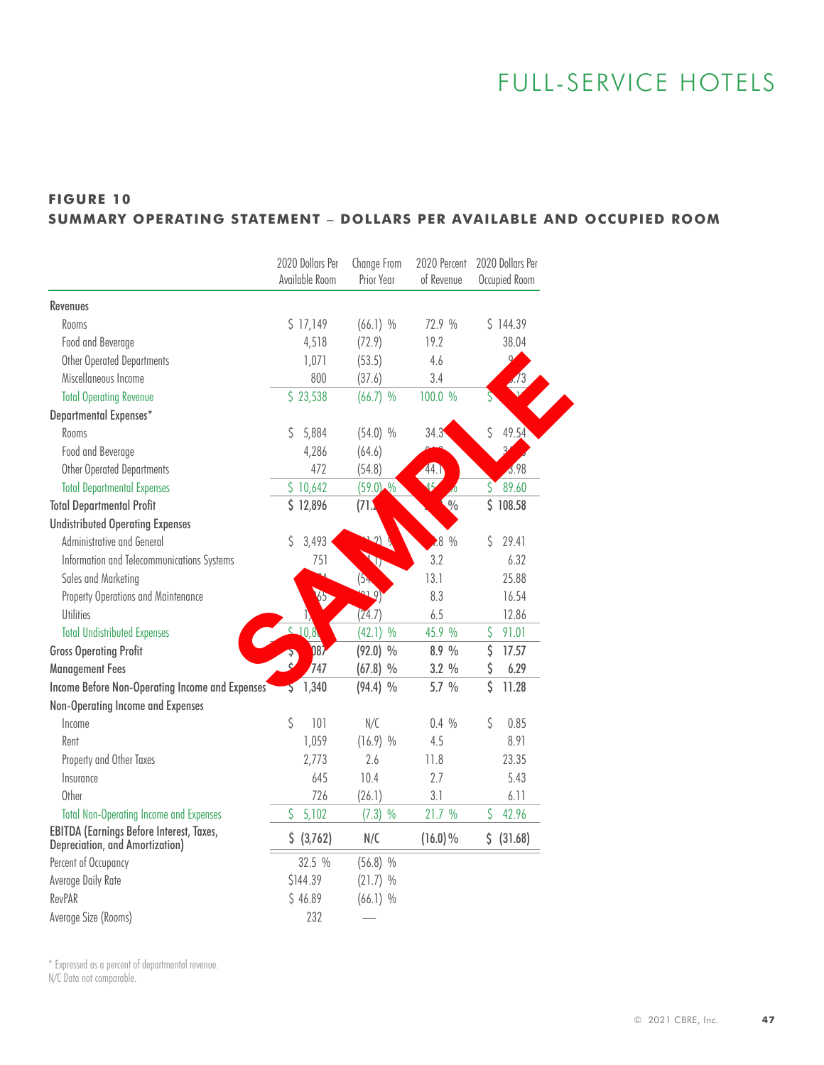# FULL-SERVICE HOTELS

## FIGURE 10
## SUMMARY OPERATING STATEMENT – DOLLARS PER AVAILABLE AND OCCUPIED ROOM

| | 2020 Dollars Per Available Room | Change From Prior Year | 2020 Percent of Revenue | 2020 Dollars Per Occupied Room |
|---|---|---|---|---|
| **Revenues** | | | | |
| Rooms | $ 17,149 | (66.1) % | 72.9 % | $ 144.39 |
| Food and Beverage | 4,518 | (72.9) | 19.2 | 38.04 |
| Other Operated Departments | 1,071 | (53.5) | 4.6 | 9 |
| Miscellaneous Income | 800 | (37.6) | 3.4 | .73 |
| Total Operating Revenue | $ 23,538 | (66.7) % | 100.0 % | $ |
| **Departmental Expenses*** | | | | |
| Rooms | $ 5,884 | (54.0) % | 34.3 | $ 49.54 |
| Food and Beverage | 4,286 | (64.6) | | |
| Other Operated Departments | 472 | (54.8) | 44.1 | 3.98 |
| Total Departmental Expenses | $ 10,642 | (59.0) % | 45 | $ 89.60 |
| **Total Departmental Profit** | $ 12,896 | (71. | % | $ 108.58 |
| **Undistributed Operating Expenses** | | | | |
| Administrative and General | $ 3,493 | | .8 % | $ 29.41 |
| Information and Telecommunications Systems | 751 | | 3.2 | 6.32 |
| Sales and Marketing | | (5 | 13.1 | 25.88 |
| Property Operations and Maintenance | 65 | 21.9) | 8.3 | 16.54 |
| Utilities | 1, | (24.7) | 6.5 | 12.86 |
| Total Undistributed Expenses | $ 10,8 | (42.1) % | 45.9 % | $ 91.01 |
| **Gross Operating Profit** | $ 087 | (92.0) % | 8.9 % | $ 17.57 |
| **Management Fees** | $ 747 | (67.8) % | 3.2 % | $ 6.29 |
| **Income Before Non-Operating Income and Expenses** | $ 1,340 | (94.4) % | 5.7 % | $ 11.28 |
| **Non-Operating Income and Expenses** | | | | |
| Income | $ 101 | N/C | 0.4 % | $ 0.85 |
| Rent | 1,059 | (16.9) % | 4.5 | 8.91 |
| Property and Other Taxes | 2,773 | 2.6 | 11.8 | 23.35 |
| Insurance | 645 | 10.4 | 2.7 | 5.43 |
| Other | 726 | (26.1) | 3.1 | 6.11 |
| Total Non-Operating Income and Expenses | $ 5,102 | (7.3) % | 21.7 % | $ 42.96 |
| **EBITDA (Earnings Before Interest, Taxes, Depreciation, and Amortization)** | $ (3,762) | N/C | (16.0) % | $ (31.68) |
| Percent of Occupancy | 32.5 % | (56.8) % | | |
| Average Daily Rate | $144.39 | (21.7) % | | |
| RevPAR | $ 46.89 | (66.1) % | | |
| Average Size (Rooms) | 232 | — | | |

* Expressed as a percent of departmental revenue.
N/C Data not comparable.

© 2021 CBRE, Inc.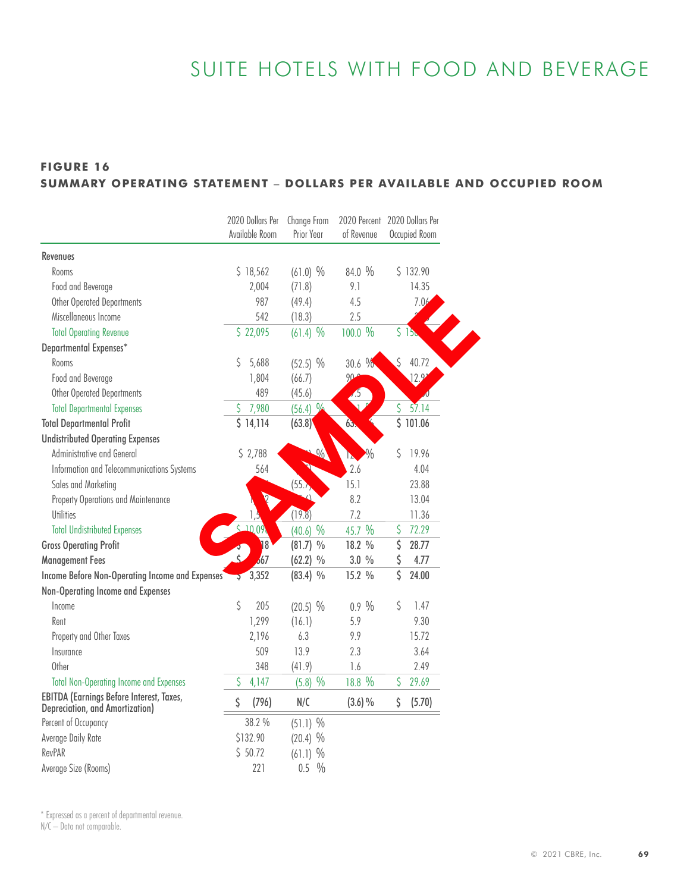# SUITE HOTELS WITH FOOD AND BEVERAGE

## FIGURE 16
## SUMMARY OPERATING STATEMENT – DOLLARS PER AVAILABLE AND OCCUPIED ROOM

| | 2020 Dollars Per Available Room | Change From Prior Year | 2020 Percent of Revenue | 2020 Dollars Per Occupied Room |
|---|---|---|---|---|
| **Revenues** | | | | |
| Rooms | $ 18,562 | (61.0) % | 84.0 % | $ 132.90 |
| Food and Beverage | 2,004 | (71.8) | 9.1 | 14.35 |
| Other Operated Departments | 987 | (49.4) | 4.5 | 7.06 |
| Miscellaneous Income | 542 | (18.3) | 2.5 | |
| Total Operating Revenue | $ 22,095 | (61.4) % | 100.0 % | $ 15 |
| **Departmental Expenses*** | | | | |
| Rooms | $ 5,688 | (52.5) % | 30.6 % | $ 40.72 |
| Food and Beverage | 1,804 | (66.7) | 90 | 12.9 |
| Other Operated Departments | 489 | (45.6) | .5 | |
| Total Departmental Expenses | $ 7,980 | (56.4) % | | $ 57.14 |
| **Total Departmental Profit** | $ 14,114 | (63.8) | 63 | $ 101.06 |
| **Undistributed Operating Expenses** | | | | |
| Administrative and General | $ 2,788 | % | 12 % | $ 19.96 |
| Information and Telecommunications Systems | 564 | | 2.6 | 4.04 |
| Sales and Marketing | | (55.7) | 15.1 | 23.88 |
| Property Operations and Maintenance | 2 | | 8.2 | 13.04 |
| Utilities | 1,5 | (19.8) | 7.2 | 11.36 |
| Total Undistributed Expenses | $ 10,09 | (40.6) % | 45.7 % | $ 72.29 |
| **Gross Operating Profit** | 18 | (81.7) % | 18.2 % | $ 28.77 |
| **Management Fees** | $ 67 | (62.2) % | 3.0 % | $ 4.77 |
| **Income Before Non-Operating Income and Expenses** | $ 3,352 | (83.4) % | 15.2 % | $ 24.00 |
| **Non-Operating Income and Expenses** | | | | |
| Income | $ 205 | (20.5) % | 0.9 % | $ 1.47 |
| Rent | 1,299 | (16.1) | 5.9 | 9.30 |
| Property and Other Taxes | 2,196 | 6.3 | 9.9 | 15.72 |
| Insurance | 509 | 13.9 | 2.3 | 3.64 |
| Other | 348 | (41.9) | 1.6 | 2.49 |
| Total Non-Operating Income and Expenses | $ 4,147 | (5.8) % | 18.8 % | $ 29.69 |
| **EBITDA (Earnings Before Interest, Taxes, Depreciation, and Amortization)** | $ (796) | N/C | (3.6) % | $ (5.70) |
| Percent of Occupancy | 38.2 % | (51.1) % | | |
| Average Daily Rate | $132.90 | (20.4) % | | |
| RevPAR | $ 50.72 | (61.1) % | | |
| Average Size (Rooms) | 221 | 0.5 % | | |

\* Expressed as a percent of departmental revenue.
N/C – Data not comparable.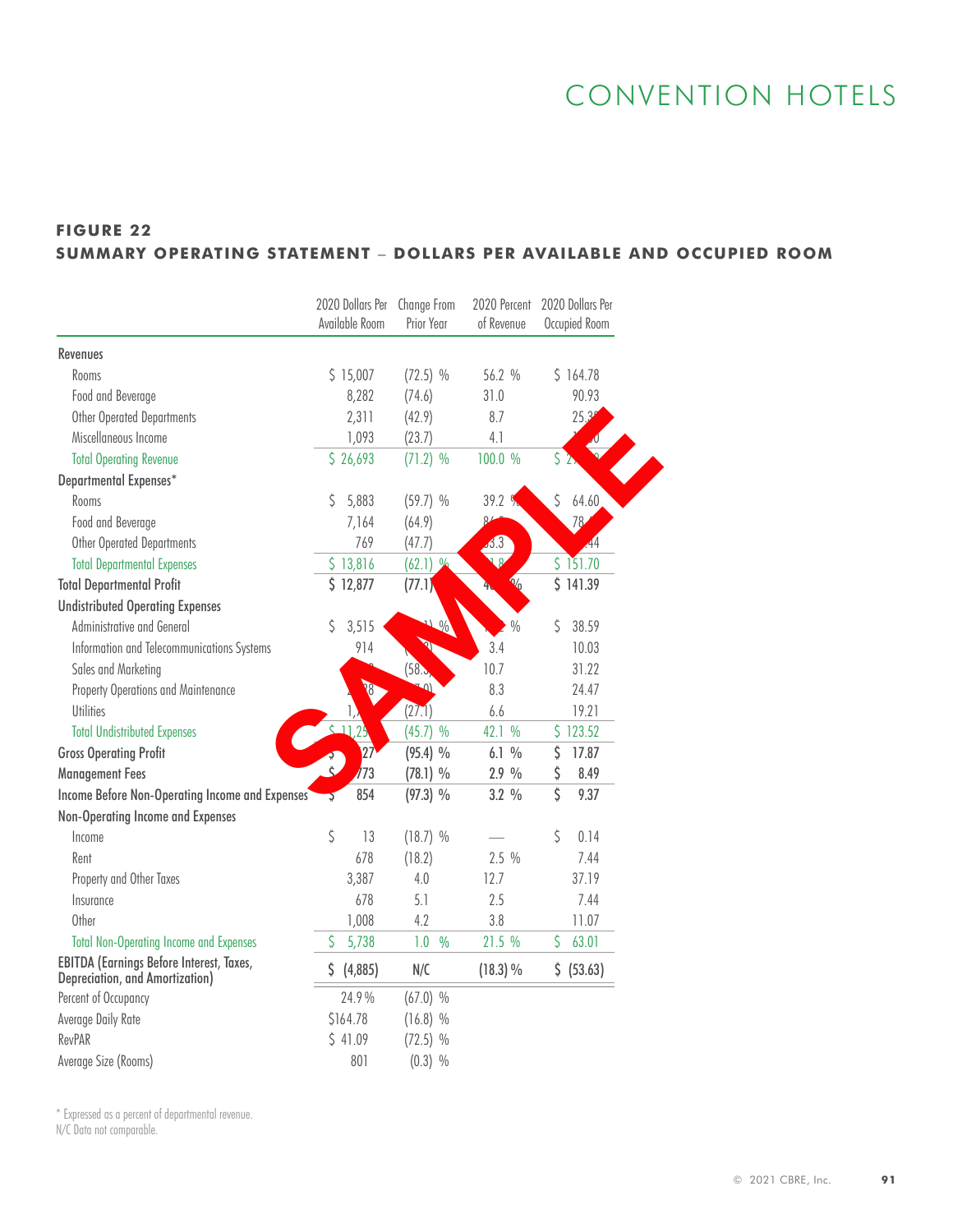# CONVENTION HOTELS

## FIGURE 22
## SUMMARY OPERATING STATEMENT – DOLLARS PER AVAILABLE AND OCCUPIED ROOM

| | 2020 Dollars Per Available Room | Change From Prior Year | 2020 Percent of Revenue | 2020 Dollars Per Occupied Room |
|---|---|---|---|---|
| **Revenues** | | | | |
| Rooms | $ 15,007 | (72.5) % | 56.2 % | $ 164.78 |
| Food and Beverage | 8,282 | (74.6) | 31.0 | 90.93 |
| Other Operated Departments | 2,311 | (42.9) | 8.7 | 25.3 |
| Miscellaneous Income | 1,093 | (23.7) | 4.1 | |
| Total Operating Revenue | $ 26,693 | (71.2) % | 100.0 % | $ 2 |
| **Departmental Expenses*** | | | | |
| Rooms | $ 5,883 | (59.7) % | 39.2 % | $ 64.60 |
| Food and Beverage | 7,164 | (64.9) | | 78. |
| Other Operated Departments | 769 | (47.7) | 3.3 | .44 |
| Total Departmental Expenses | $ 13,816 | (62.1) % | | $ 151.70 |
| **Total Departmental Profit** | **$ 12,877** | **(77.1)** | | **$ 141.39** |
| **Undistributed Operating Expenses** | | | | |
| Administrative and General | $ 3,515 | % | % | $ 38.59 |
| Information and Telecommunications Systems | 914 | | 3.4 | 10.03 |
| Sales and Marketing | | (58. | 10.7 | 31.22 |
| Property Operations and Maintenance | 8 | | 8.3 | 24.47 |
| Utilities | 1, | (27.1) | 6.6 | 19.21 |
| Total Undistributed Expenses | $ 11,2 | (45.7) % | 42.1 % | $ 123.52 |
| **Gross Operating Profit** | **$ 27** | **(95.4) %** | **6.1 %** | **$ 17.87** |
| **Management Fees** | **$ 773** | **(78.1) %** | **2.9 %** | **$ 8.49** |
| **Income Before Non-Operating Income and Expenses** | **$ 854** | **(97.3) %** | **3.2 %** | **$ 9.37** |
| **Non-Operating Income and Expenses** | | | | |
| Income | $ 13 | (18.7) % | — | $ 0.14 |
| Rent | 678 | (18.2) | 2.5 % | 7.44 |
| Property and Other Taxes | 3,387 | 4.0 | 12.7 | 37.19 |
| Insurance | 678 | 5.1 | 2.5 | 7.44 |
| Other | 1,008 | 4.2 | 3.8 | 11.07 |
| Total Non-Operating Income and Expenses | $ 5,738 | 1.0 % | 21.5 % | $ 63.01 |
| **EBITDA (Earnings Before Interest, Taxes, Depreciation, and Amortization)** | **$ (4,885)** | **N/C** | **(18.3) %** | **$ (53.63)** |
| Percent of Occupancy | 24.9 % | (67.0) % | | |
| Average Daily Rate | $164.78 | (16.8) % | | |
| RevPAR | $ 41.09 | (72.5) % | | |
| Average Size (Rooms) | 801 | (0.3) % | | |

\* Expressed as a percent of departmental revenue.
N/C Data not comparable.

© 2021 CBRE, Inc.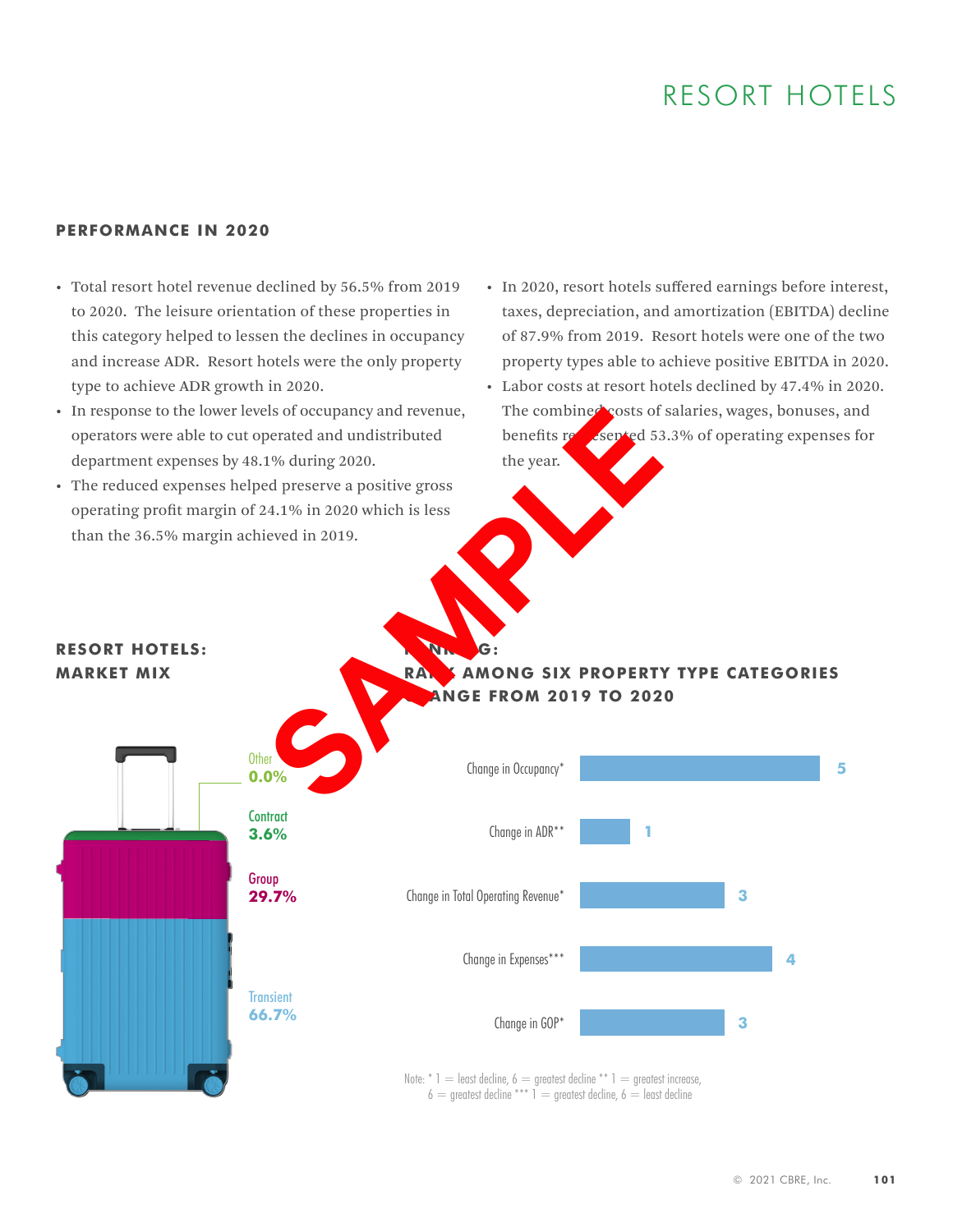# RESORT HOTELS

## PERFORMANCE IN 2020

- Total resort hotel revenue declined by 56.5% from 2019 to 2020. The leisure orientation of these properties in this category helped to lessen the declines in occupancy and increase ADR. Resort hotels were the only property type to achieve ADR growth in 2020.
- In response to the lower levels of occupancy and revenue, operators were able to cut operated and undistributed department expenses by 48.1% during 2020.
- The reduced expenses helped preserve a positive gross operating profit margin of 24.1% in 2020 which is less than the 36.5% margin achieved in 2019.
- In 2020, resort hotels suffered earnings before interest, taxes, depreciation, and amortization (EBITDA) decline of 87.9% from 2019. Resort hotels were one of the two property types able to achieve positive EBITDA in 2020.
- Labor costs at resort hotels declined by 47.4% in 2020. The combined costs of salaries, wages, bonuses, and benefits represented 53.3% of operating expenses for the year.

SAMPLE

## RESORT HOTELS: MARKET MIX

| Segment | Share |
|---|---|
| Other | 0.0% |
| Contract | 3.6% |
| Group | 29.7% |
| Transient | 66.7% |

## RANKING: RANK AMONG SIX PROPERTY TYPE CATEGORIES CHANGE FROM 2019 TO 2020

| Metric | Rank |
|---|---|
| Change in Occupancy* | 5 |
| Change in ADR** | 1 |
| Change in Total Operating Revenue* | 3 |
| Change in Expenses*** | 4 |
| Change in GOP* | 3 |

Note: * 1 = least decline, 6 = greatest decline ** 1 = greatest increase, 6 = greatest decline *** 1 = greatest decline, 6 = least decline

© 2021 CBRE, Inc.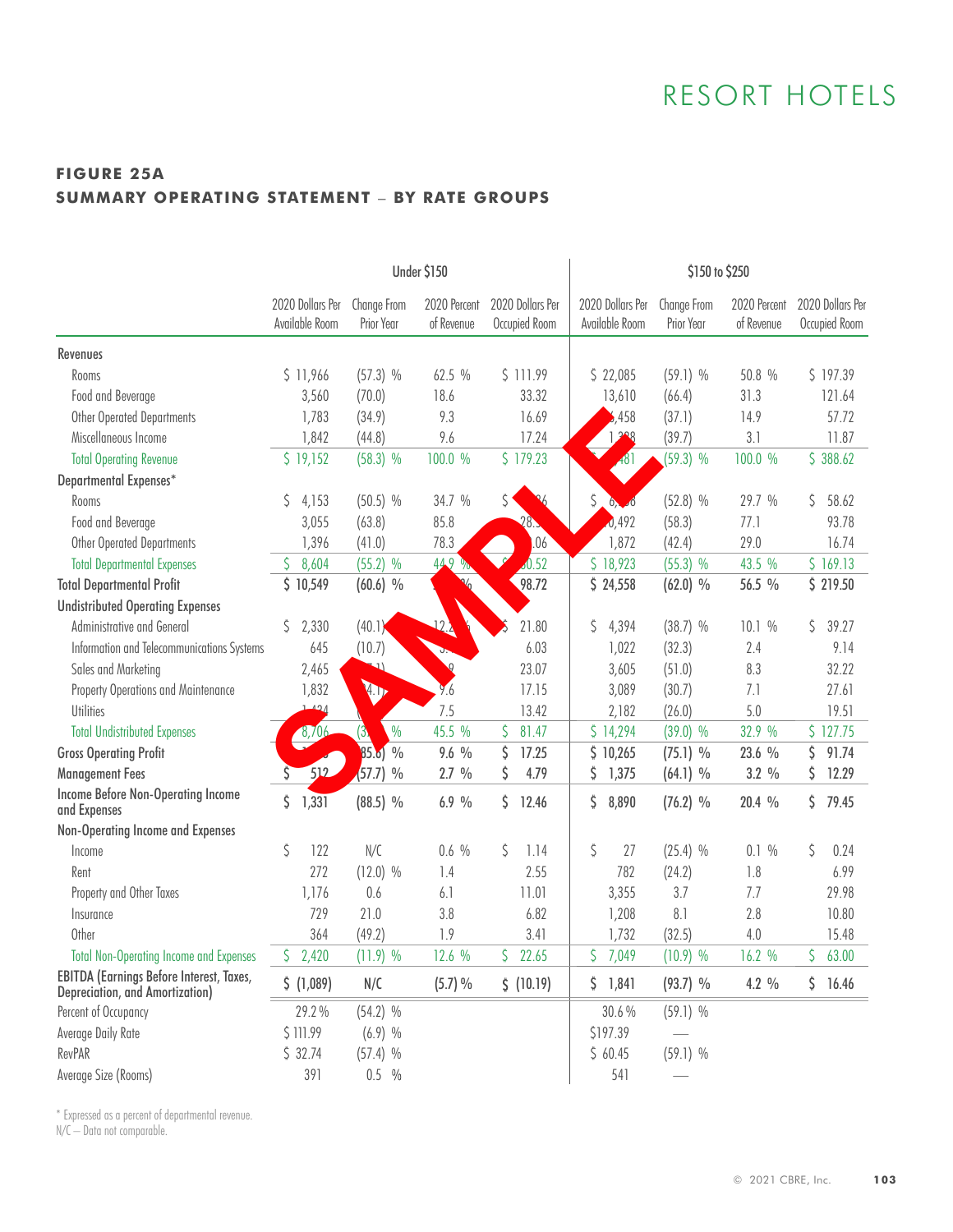# RESORT HOTELS

## FIGURE 25A
## SUMMARY OPERATING STATEMENT – BY RATE GROUPS

| | Under $150 | | | | $150 to $250 | | | |
|---|---|---|---|---|---|---|---|---|
| | 2020 Dollars Per Available Room | Change From Prior Year | 2020 Percent of Revenue | 2020 Dollars Per Occupied Room | 2020 Dollars Per Available Room | Change From Prior Year | 2020 Percent of Revenue | 2020 Dollars Per Occupied Room |
| **Revenues** | | | | | | | | |
| Rooms | $ 11,966 | (57.3) % | 62.5 % | $ 111.99 | $ 22,085 | (59.1) % | 50.8 % | $ 197.39 |
| Food and Beverage | 3,560 | (70.0) | 18.6 | 33.32 | 13,610 | (66.4) | 31.3 | 121.64 |
| Other Operated Departments | 1,783 | (34.9) | 9.3 | 16.69 | 6,458 | (37.1) | 14.9 | 57.72 |
| Miscellaneous Income | 1,842 | (44.8) | 9.6 | 17.24 | 1,328 | (39.7) | 3.1 | 11.87 |
| Total Operating Revenue | $ 19,152 | (58.3) % | 100.0 % | $ 179.23 | $ 43,481 | (59.3) % | 100.0 % | $ 388.62 |
| **Departmental Expenses*** | | | | | | | | |
| Rooms | $ 4,153 | (50.5) % | 34.7 % | $ 38.86 | $ 6,558 | (52.8) % | 29.7 % | $ 58.62 |
| Food and Beverage | 3,055 | (63.8) | 85.8 | 28.59 | 10,492 | (58.3) | 77.1 | 93.78 |
| Other Operated Departments | 1,396 | (41.0) | 78.3 | 13.06 | 1,872 | (42.4) | 29.0 | 16.74 |
| Total Departmental Expenses | $ 8,604 | (55.2) % | 44.9 % | $ 80.52 | $ 18,923 | (55.3) % | 43.5 % | $ 169.13 |
| **Total Departmental Profit** | **$ 10,549** | **(60.6) %** | **55.1 %** | **$ 98.72** | **$ 24,558** | **(62.0) %** | **56.5 %** | **$ 219.50** |
| **Undistributed Operating Expenses** | | | | | | | | |
| Administrative and General | $ 2,330 | (40.1) | 12.2 % | $ 21.80 | $ 4,394 | (38.7) % | 10.1 % | $ 39.27 |
| Information and Telecommunications Systems | 645 | (10.7) | 3.4 | 6.03 | 1,022 | (32.3) | 2.4 | 9.14 |
| Sales and Marketing | 2,465 | (37.1) | 12.9 | 23.07 | 3,605 | (51.0) | 8.3 | 32.22 |
| Property Operations and Maintenance | 1,832 | (34.1) | 9.6 | 17.15 | 3,089 | (30.7) | 7.1 | 27.61 |
| Utilities | 1,434 | | 7.5 | 13.42 | 2,182 | (26.0) | 5.0 | 19.51 |
| Total Undistributed Expenses | $ 8,706 | (3 ) % | 45.5 % | $ 81.47 | $ 14,294 | (39.0) % | 32.9 % | $ 127.75 |
| **Gross Operating Profit** | | **(85.8) %** | **9.6 %** | **$ 17.25** | **$ 10,265** | **(75.1) %** | **23.6 %** | **$ 91.74** |
| **Management Fees** | **$ 512** | **(57.7) %** | **2.7 %** | **$ 4.79** | **$ 1,375** | **(64.1) %** | **3.2 %** | **$ 12.29** |
| **Income Before Non-Operating Income and Expenses** | **$ 1,331** | **(88.5) %** | **6.9 %** | **$ 12.46** | **$ 8,890** | **(76.2) %** | **20.4 %** | **$ 79.45** |
| **Non-Operating Income and Expenses** | | | | | | | | |
| Income | $ 122 | N/C | 0.6 % | $ 1.14 | $ 27 | (25.4) % | 0.1 % | $ 0.24 |
| Rent | 272 | (12.0) % | 1.4 | 2.55 | 782 | (24.2) | 1.8 | 6.99 |
| Property and Other Taxes | 1,176 | 0.6 | 6.1 | 11.01 | 3,355 | 3.7 | 7.7 | 29.98 |
| Insurance | 729 | 21.0 | 3.8 | 6.82 | 1,208 | 8.1 | 2.8 | 10.80 |
| Other | 364 | (49.2) | 1.9 | 3.41 | 1,732 | (32.5) | 4.0 | 15.48 |
| Total Non-Operating Income and Expenses | $ 2,420 | (11.9) % | 12.6 % | $ 22.65 | $ 7,049 | (10.9) % | 16.2 % | $ 63.00 |
| **EBITDA (Earnings Before Interest, Taxes, Depreciation, and Amortization)** | **$ (1,089)** | **N/C** | **(5.7) %** | **$ (10.19)** | **$ 1,841** | **(93.7) %** | **4.2 %** | **$ 16.46** |
| Percent of Occupancy | 29.2 % | (54.2) % | | | 30.6 % | (59.1) % | | |
| Average Daily Rate | $ 111.99 | (6.9) % | | | $197.39 | — | | |
| RevPAR | $ 32.74 | (57.4) % | | | $ 60.45 | (59.1) % | | |
| Average Size (Rooms) | 391 | 0.5 % | | | 541 | — | | |

* Expressed as a percent of departmental revenue.
N/C – Data not comparable.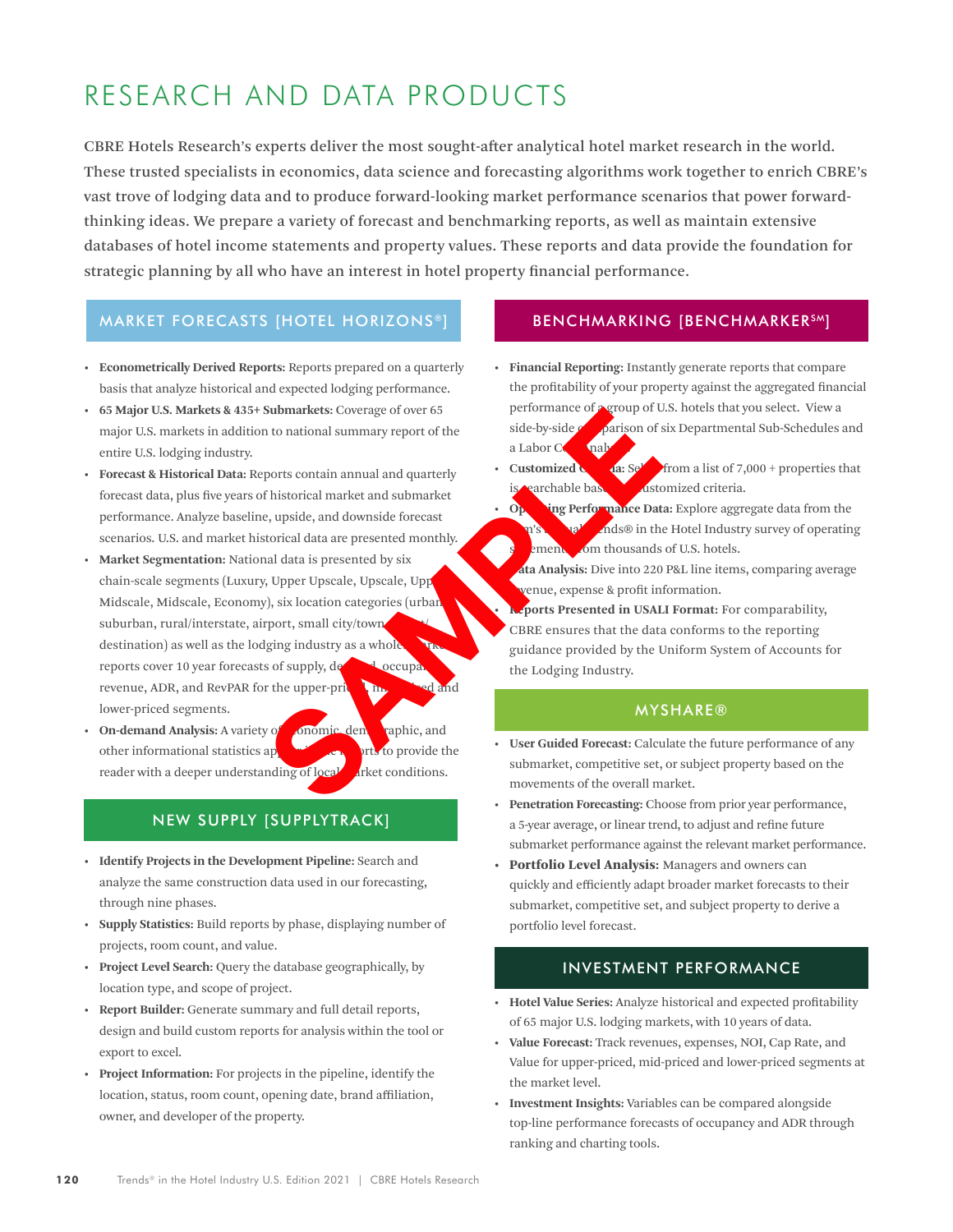# RESEARCH AND DATA PRODUCTS

**CBRE Hotels Research's experts deliver the most sought-after analytical hotel market research in the world. These trusted specialists in economics, data science and forecasting algorithms work together to enrich CBRE's vast trove of lodging data and to produce forward-looking market performance scenarios that power forward-thinking ideas. We prepare a variety of forecast and benchmarking reports, as well as maintain extensive databases of hotel income statements and property values. These reports and data provide the foundation for strategic planning by all who have an interest in hotel property financial performance.**

## MARKET FORECASTS [HOTEL HORIZONS®]

- **Econometrically Derived Reports:** Reports prepared on a quarterly basis that analyze historical and expected lodging performance.
- **65 Major U.S. Markets & 435+ Submarkets:** Coverage of over 65 major U.S. markets in addition to national summary report of the entire U.S. lodging industry.
- **Forecast & Historical Data:** Reports contain annual and quarterly forecast data, plus five years of historical market and submarket performance. Analyze baseline, upside, and downside forecast scenarios. U.S. and market historical data are presented monthly.
- **Market Segmentation:** National data is presented by six chain-scale segments (Luxury, Upper Upscale, Upscale, Upper Midscale, Midscale, Economy), six location categories (urban, suburban, rural/interstate, airport, small city/town, resort/destination) as well as the lodging industry as a whole. Market reports cover 10 year forecasts of supply, demand, occupancy, revenue, ADR, and RevPAR for the upper-priced, mid-priced and lower-priced segments.
- **On-demand Analysis:** A variety of economic, demographic, and other informational statistics appear in the reports to provide the reader with a deeper understanding of local market conditions.

## NEW SUPPLY [SUPPLYTRACK]

- **Identify Projects in the Development Pipeline:** Search and analyze the same construction data used in our forecasting, through nine phases.
- **Supply Statistics:** Build reports by phase, displaying number of projects, room count, and value.
- **Project Level Search:** Query the database geographically, by location type, and scope of project.
- **Report Builder:** Generate summary and full detail reports, design and build custom reports for analysis within the tool or export to excel.
- **Project Information:** For projects in the pipeline, identify the location, status, room count, opening date, brand affiliation, owner, and developer of the property.

## BENCHMARKING [BENCHMARKER℠]

- **Financial Reporting:** Instantly generate reports that compare the profitability of your property against the aggregated financial performance of a group of U.S. hotels that you select. View a side-by-side comparison of six Departmental Sub-Schedules and a Labor Cost Analysis.
- **Customized Criteria:** Select from a list of 7,000 + properties that is searchable based on customized criteria.
- **Operating Performance Data:** Explore aggregate data from the firm's annual Trends® in the Hotel Industry survey of operating statements from thousands of U.S. hotels.
- **Data Analysis:** Dive into 220 P&L line items, comparing average revenue, expense & profit information.
- **Reports Presented in USALI Format:** For comparability, CBRE ensures that the data conforms to the reporting guidance provided by the Uniform System of Accounts for the Lodging Industry.

## MYSHARE®

- **User Guided Forecast:** Calculate the future performance of any submarket, competitive set, or subject property based on the movements of the overall market.
- **Penetration Forecasting:** Choose from prior year performance, a 5-year average, or linear trend, to adjust and refine future submarket performance against the relevant market performance.
- **Portfolio Level Analysis:** Managers and owners can quickly and efficiently adapt broader market forecasts to their submarket, competitive set, and subject property to derive a portfolio level forecast.

## INVESTMENT PERFORMANCE

- **Hotel Value Series:** Analyze historical and expected profitability of 65 major U.S. lodging markets, with 10 years of data.
- **Value Forecast:** Track revenues, expenses, NOI, Cap Rate, and Value for upper-priced, mid-priced and lower-priced segments at the market level.
- **Investment Insights:** Variables can be compared alongside top-line performance forecasts of occupancy and ADR through ranking and charting tools.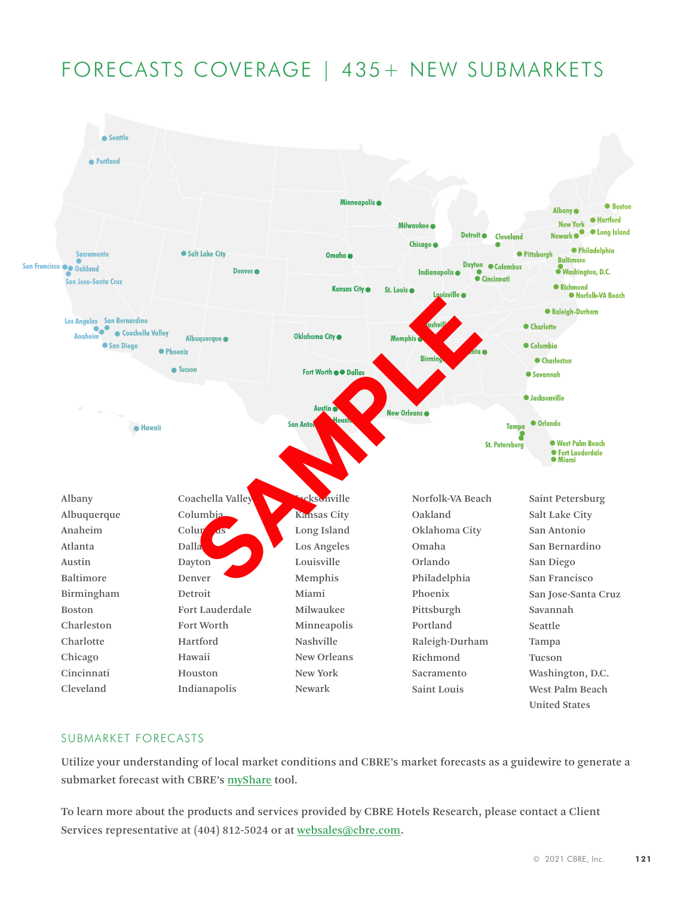# FORECASTS COVERAGE | 435+ NEW SUBMARKETS

SAMPLE

Albany
Albuquerque
Anaheim
Atlanta
Austin
Baltimore
Birmingham
Boston
Charleston
Charlotte
Chicago
Cincinnati
Cleveland
Coachella Valley
Columbia
Columbus
Dallas
Dayton
Denver
Detroit
Fort Lauderdale
Fort Worth
Hartford
Hawaii
Houston
Indianapolis
Jacksonville
Kansas City
Long Island
Los Angeles
Louisville
Memphis
Miami
Milwaukee
Minneapolis
Nashville
New Orleans
New York
Newark
Norfolk-VA Beach
Oakland
Oklahoma City
Omaha
Orlando
Philadelphia
Phoenix
Pittsburgh
Portland
Raleigh-Durham
Richmond
Sacramento
Saint Louis
Saint Petersburg
Salt Lake City
San Antonio
San Bernardino
San Diego
San Francisco
San Jose-Santa Cruz
Savannah
Seattle
Tampa
Tucson
Washington, D.C.
West Palm Beach
United States

## SUBMARKET FORECASTS

Utilize your understanding of local market conditions and CBRE's market forecasts as a guidewire to generate a submarket forecast with CBRE's mySharе tool.

To learn more about the products and services provided by CBRE Hotels Research, please contact a Client Services representative at (404) 812-5024 or at websales@cbre.com.

© 2021 CBRE, Inc.